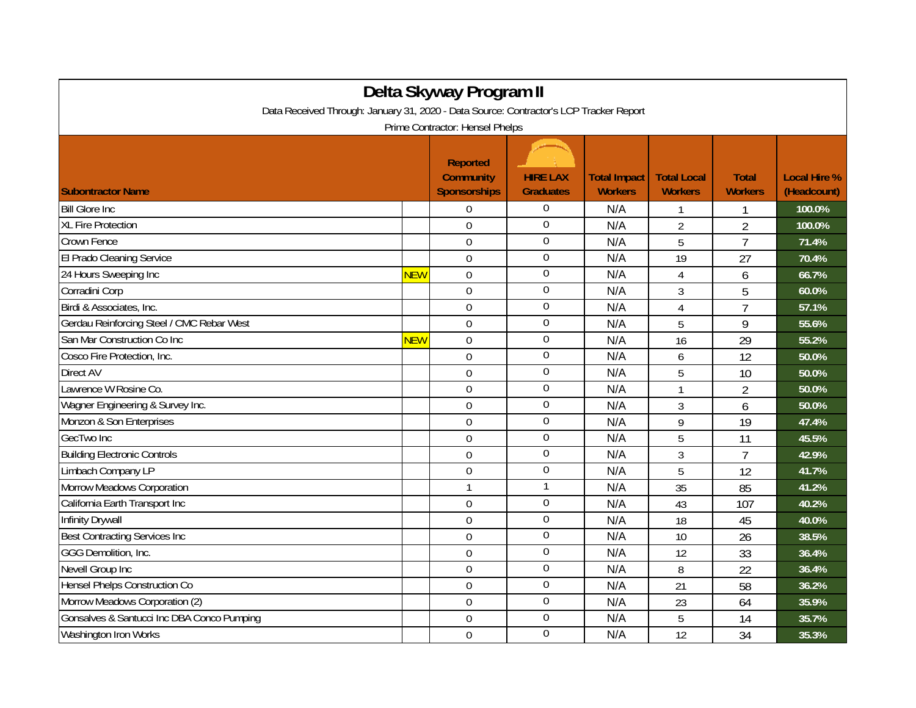# Delta Skyway Program II

Data Received Through: January 31, 2020 - Data Source: Contractor's LCP Tracker Report

Prime Contractor: Hensel Phelps

| Subontractor Name | | Reported Community Sponsorships | HIRE LAX Graduates | Total Impact Workers | Total Local Workers | Total Workers | Local Hire % (Headcount) |
|---|---|---|---|---|---|---|---|
| Bill Glore Inc | | 0 | 0 | N/A | 1 | 1 | 100.0% |
| XL Fire Protection | | 0 | 0 | N/A | 2 | 2 | 100.0% |
| Crown Fence | | 0 | 0 | N/A | 5 | 7 | 71.4% |
| El Prado Cleaning Service | | 0 | 0 | N/A | 19 | 27 | 70.4% |
| 24 Hours Sweeping Inc | NEW | 0 | 0 | N/A | 4 | 6 | 66.7% |
| Corradini Corp | | 0 | 0 | N/A | 3 | 5 | 60.0% |
| Birdi & Associates, Inc. | | 0 | 0 | N/A | 4 | 7 | 57.1% |
| Gerdau Reinforcing Steel / CMC Rebar West | | 0 | 0 | N/A | 5 | 9 | 55.6% |
| San Mar Construction Co Inc | NEW | 0 | 0 | N/A | 16 | 29 | 55.2% |
| Cosco Fire Protection, Inc. | | 0 | 0 | N/A | 6 | 12 | 50.0% |
| Direct AV | | 0 | 0 | N/A | 5 | 10 | 50.0% |
| Lawrence W Rosine Co. | | 0 | 0 | N/A | 1 | 2 | 50.0% |
| Wagner Engineering & Survey Inc. | | 0 | 0 | N/A | 3 | 6 | 50.0% |
| Monzon & Son Enterprises | | 0 | 0 | N/A | 9 | 19 | 47.4% |
| GecTwo Inc | | 0 | 0 | N/A | 5 | 11 | 45.5% |
| Building Electronic Controls | | 0 | 0 | N/A | 3 | 7 | 42.9% |
| Limbach Company LP | | 0 | 0 | N/A | 5 | 12 | 41.7% |
| Morrow Meadows Corporation | | 1 | 1 | N/A | 35 | 85 | 41.2% |
| California Earth Transport Inc | | 0 | 0 | N/A | 43 | 107 | 40.2% |
| Infinity Drywall | | 0 | 0 | N/A | 18 | 45 | 40.0% |
| Best Contracting Services Inc | | 0 | 0 | N/A | 10 | 26 | 38.5% |
| GGG Demolition, Inc. | | 0 | 0 | N/A | 12 | 33 | 36.4% |
| Nevell Group Inc | | 0 | 0 | N/A | 8 | 22 | 36.4% |
| Hensel Phelps Construction Co | | 0 | 0 | N/A | 21 | 58 | 36.2% |
| Morrow Meadows Corporation (2) | | 0 | 0 | N/A | 23 | 64 | 35.9% |
| Gonsalves & Santucci Inc DBA Conco Pumping | | 0 | 0 | N/A | 5 | 14 | 35.7% |
| Washington Iron Works | | 0 | 0 | N/A | 12 | 34 | 35.3% |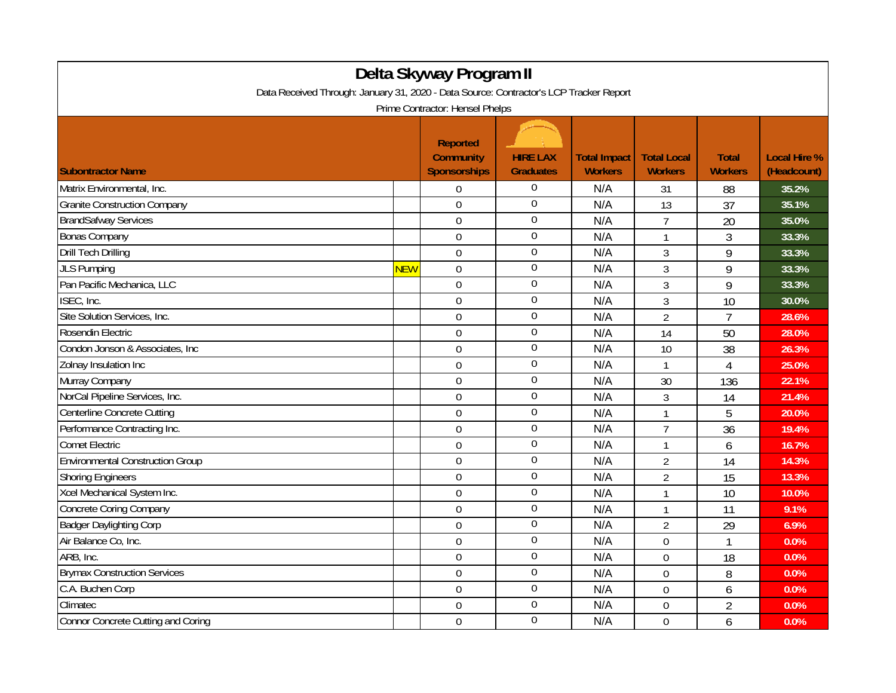# Delta Skyway Program II

Data Received Through: January 31, 2020 - Data Source: Contractor's LCP Tracker Report

Prime Contractor: Hensel Phelps

| Subontractor Name | | Reported Community Sponsorships | HIRE LAX Graduates | Total Impact Workers | Total Local Workers | Total Workers | Local Hire % (Headcount) |
|---|---|---|---|---|---|---|---|
| Matrix Environmental, Inc. | | 0 | 0 | N/A | 31 | 88 | 35.2% |
| Granite Construction Company | | 0 | 0 | N/A | 13 | 37 | 35.1% |
| BrandSafway Services | | 0 | 0 | N/A | 7 | 20 | 35.0% |
| Bonas Company | | 0 | 0 | N/A | 1 | 3 | 33.3% |
| Drill Tech Drilling | | 0 | 0 | N/A | 3 | 9 | 33.3% |
| JLS Pumping | NEW | 0 | 0 | N/A | 3 | 9 | 33.3% |
| Pan Pacific Mechanica, LLC | | 0 | 0 | N/A | 3 | 9 | 33.3% |
| ISEC, Inc. | | 0 | 0 | N/A | 3 | 10 | 30.0% |
| Site Solution Services, Inc. | | 0 | 0 | N/A | 2 | 7 | 28.6% |
| Rosendin Electric | | 0 | 0 | N/A | 14 | 50 | 28.0% |
| Condon Jonson & Associates, Inc | | 0 | 0 | N/A | 10 | 38 | 26.3% |
| Zolnay Insulation Inc | | 0 | 0 | N/A | 1 | 4 | 25.0% |
| Murray Company | | 0 | 0 | N/A | 30 | 136 | 22.1% |
| NorCal Pipeline Services, Inc. | | 0 | 0 | N/A | 3 | 14 | 21.4% |
| Centerline Concrete Cutting | | 0 | 0 | N/A | 1 | 5 | 20.0% |
| Performance Contracting Inc. | | 0 | 0 | N/A | 7 | 36 | 19.4% |
| Comet Electric | | 0 | 0 | N/A | 1 | 6 | 16.7% |
| Environmental Construction Group | | 0 | 0 | N/A | 2 | 14 | 14.3% |
| Shoring Engineers | | 0 | 0 | N/A | 2 | 15 | 13.3% |
| Xcel Mechanical System Inc. | | 0 | 0 | N/A | 1 | 10 | 10.0% |
| Concrete Coring Company | | 0 | 0 | N/A | 1 | 11 | 9.1% |
| Badger Daylighting Corp | | 0 | 0 | N/A | 2 | 29 | 6.9% |
| Air Balance Co, Inc. | | 0 | 0 | N/A | 0 | 1 | 0.0% |
| ARB, Inc. | | 0 | 0 | N/A | 0 | 18 | 0.0% |
| Brymax Construction Services | | 0 | 0 | N/A | 0 | 8 | 0.0% |
| C.A. Buchen Corp | | 0 | 0 | N/A | 0 | 6 | 0.0% |
| Climatec | | 0 | 0 | N/A | 0 | 2 | 0.0% |
| Connor Concrete Cutting and Coring | | 0 | 0 | N/A | 0 | 6 | 0.0% |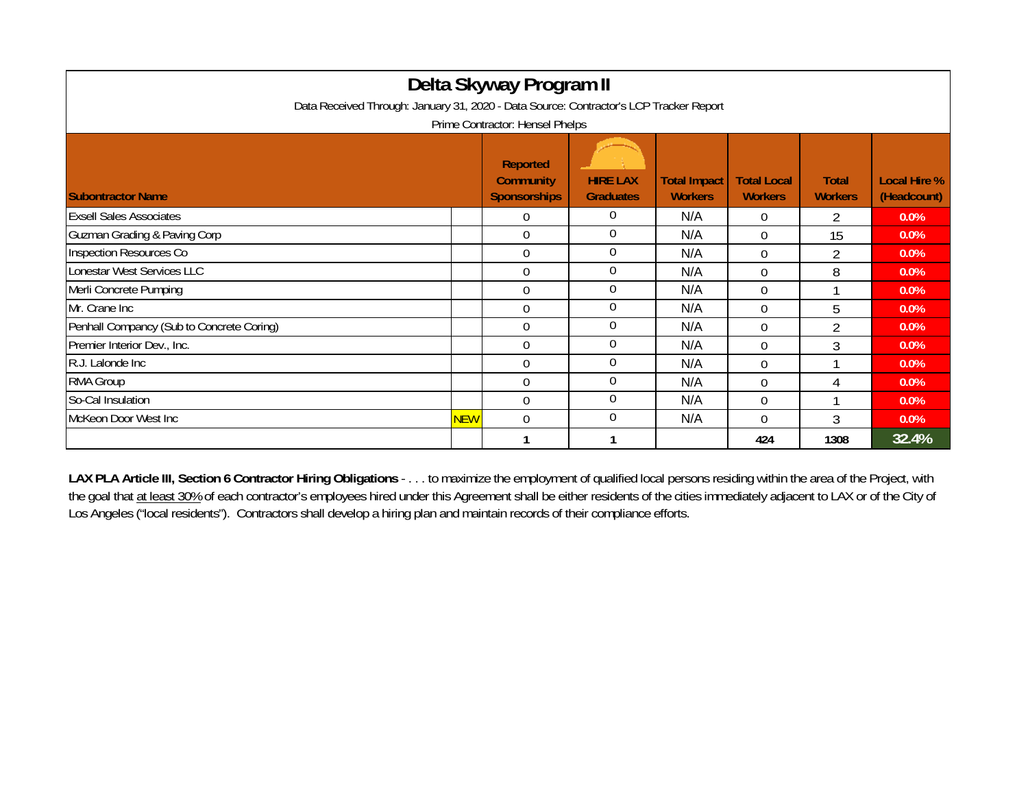# Delta Skyway Program II

Data Received Through: January 31, 2020 - Data Source: Contractor's LCP Tracker Report

Prime Contractor: Hensel Phelps

| Subontractor Name | | Reported Community Sponsorships | HIRE LAX Graduates | Total Impact Workers | Total Local Workers | Total Workers | Local Hire % (Headcount) |
|---|---|---|---|---|---|---|---|
| Exsell Sales Associates | | 0 | 0 | N/A | 0 | 2 | 0.0% |
| Guzman Grading & Paving Corp | | 0 | 0 | N/A | 0 | 15 | 0.0% |
| Inspection Resources Co | | 0 | 0 | N/A | 0 | 2 | 0.0% |
| Lonestar West Services LLC | | 0 | 0 | N/A | 0 | 8 | 0.0% |
| Merli Concrete Pumping | | 0 | 0 | N/A | 0 | 1 | 0.0% |
| Mr. Crane Inc | | 0 | 0 | N/A | 0 | 5 | 0.0% |
| Penhall Compancy (Sub to Concrete Coring) | | 0 | 0 | N/A | 0 | 2 | 0.0% |
| Premier Interior Dev., Inc. | | 0 | 0 | N/A | 0 | 3 | 0.0% |
| R.J. Lalonde Inc | | 0 | 0 | N/A | 0 | 1 | 0.0% |
| RMA Group | | 0 | 0 | N/A | 0 | 4 | 0.0% |
| So-Cal Insulation | | 0 | 0 | N/A | 0 | 1 | 0.0% |
| McKeon Door West Inc | NEW | 0 | 0 | N/A | 0 | 3 | 0.0% |
| | | 1 | 1 | | 424 | 1308 | 32.4% |

**LAX PLA Article III, Section 6 Contractor Hiring Obligations** - . . . to maximize the employment of qualified local persons residing within the area of the Project, with the goal that at least 30% of each contractor's employees hired under this Agreement shall be either residents of the cities immediately adjacent to LAX or of the City of Los Angeles ("local residents"). Contractors shall develop a hiring plan and maintain records of their compliance efforts.